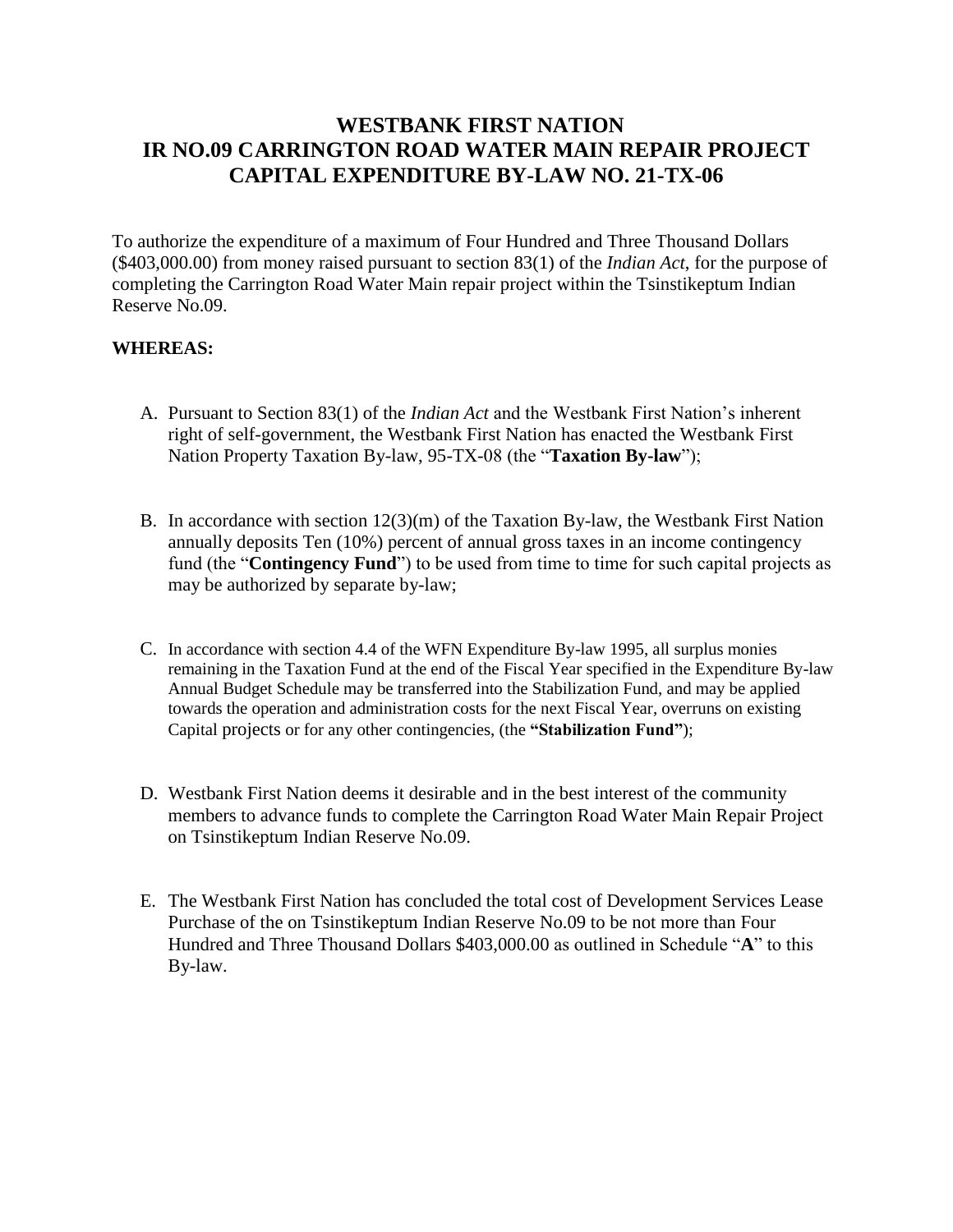# WESTBANK FIRST NATION
# IR NO.09 CARRINGTON ROAD WATER MAIN REPAIR PROJECT
# CAPITAL EXPENDITURE BY-LAW NO. 21-TX-06

To authorize the expenditure of a maximum of Four Hundred and Three Thousand Dollars ($403,000.00) from money raised pursuant to section 83(1) of the *Indian Act*, for the purpose of completing the Carrington Road Water Main repair project within the Tsinstikeptum Indian Reserve No.09.

**WHEREAS:**

A. Pursuant to Section 83(1) of the *Indian Act* and the Westbank First Nation's inherent right of self-government, the Westbank First Nation has enacted the Westbank First Nation Property Taxation By-law, 95-TX-08 (the "**Taxation By-law**");

B. In accordance with section 12(3)(m) of the Taxation By-law, the Westbank First Nation annually deposits Ten (10%) percent of annual gross taxes in an income contingency fund (the "**Contingency Fund**") to be used from time to time for such capital projects as may be authorized by separate by-law;

C. In accordance with section 4.4 of the WFN Expenditure By-law 1995, all surplus monies remaining in the Taxation Fund at the end of the Fiscal Year specified in the Expenditure By-law Annual Budget Schedule may be transferred into the Stabilization Fund, and may be applied towards the operation and administration costs for the next Fiscal Year, overruns on existing Capital projects or for any other contingencies, (the **"Stabilization Fund"**);

D. Westbank First Nation deems it desirable and in the best interest of the community members to advance funds to complete the Carrington Road Water Main Repair Project on Tsinstikeptum Indian Reserve No.09.

E. The Westbank First Nation has concluded the total cost of Development Services Lease Purchase of the on Tsinstikeptum Indian Reserve No.09 to be not more than Four Hundred and Three Thousand Dollars $403,000.00 as outlined in Schedule "**A**" to this By-law.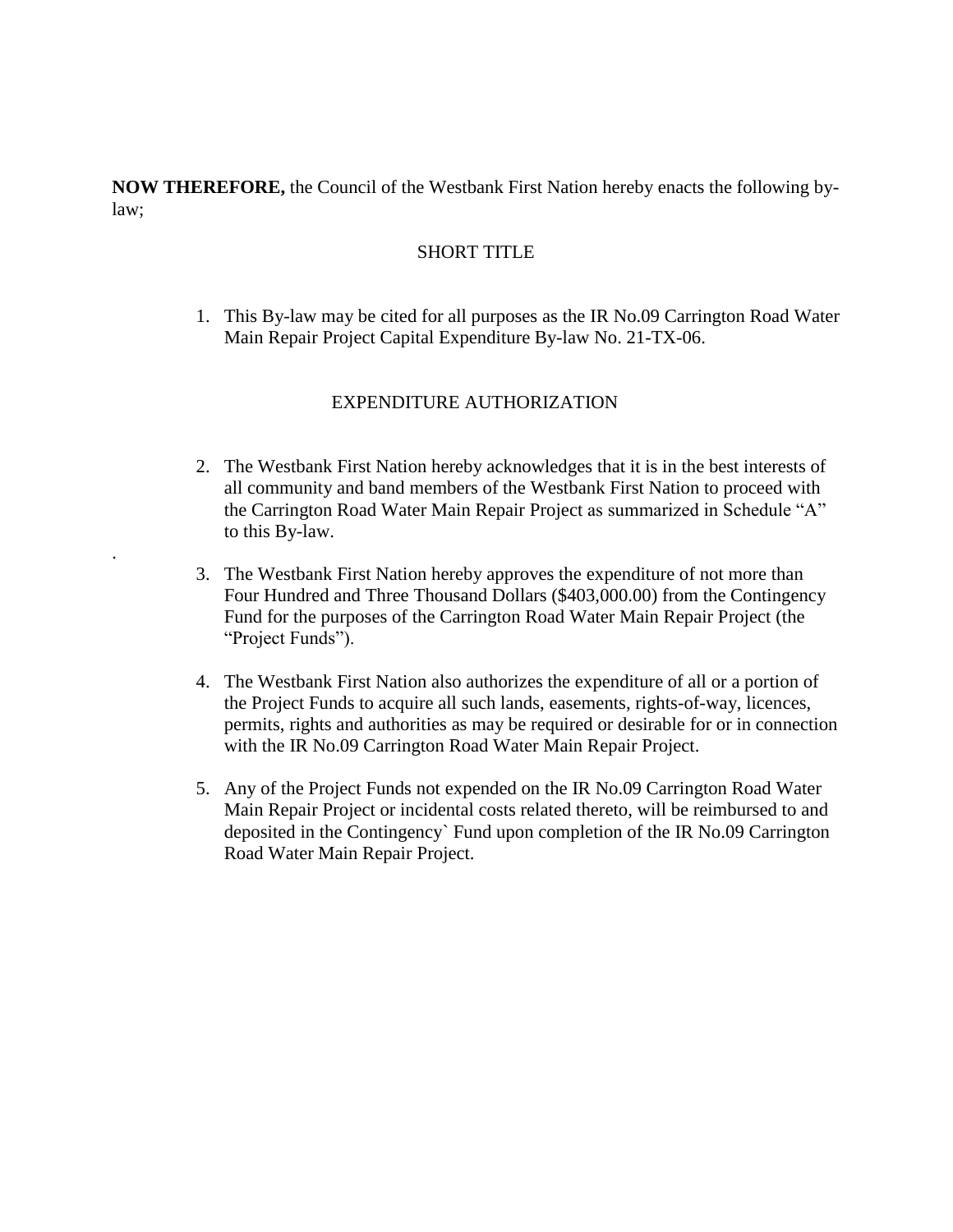**NOW THEREFORE,** the Council of the Westbank First Nation hereby enacts the following by-law;

## SHORT TITLE

1. This By-law may be cited for all purposes as the IR No.09 Carrington Road Water Main Repair Project Capital Expenditure By-law No. 21-TX-06.

## EXPENDITURE AUTHORIZATION

2. The Westbank First Nation hereby acknowledges that it is in the best interests of all community and band members of the Westbank First Nation to proceed with the Carrington Road Water Main Repair Project as summarized in Schedule "A" to this By-law.

3. The Westbank First Nation hereby approves the expenditure of not more than Four Hundred and Three Thousand Dollars ($403,000.00) from the Contingency Fund for the purposes of the Carrington Road Water Main Repair Project (the "Project Funds").

4. The Westbank First Nation also authorizes the expenditure of all or a portion of the Project Funds to acquire all such lands, easements, rights-of-way, licences, permits, rights and authorities as may be required or desirable for or in connection with the IR No.09 Carrington Road Water Main Repair Project.

5. Any of the Project Funds not expended on the IR No.09 Carrington Road Water Main Repair Project or incidental costs related thereto, will be reimbursed to and deposited in the Contingency` Fund upon completion of the IR No.09 Carrington Road Water Main Repair Project.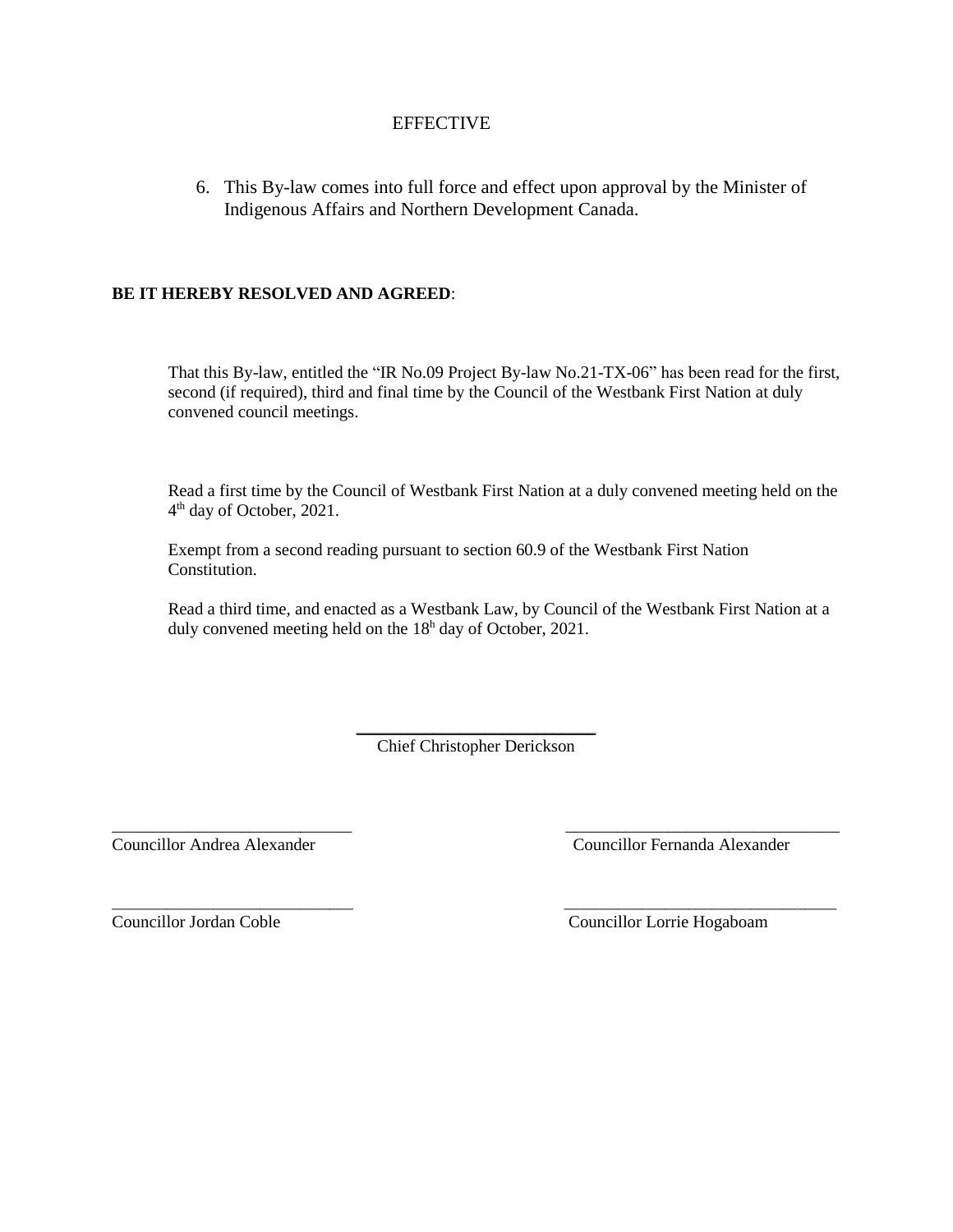## EFFECTIVE

6. This By-law comes into full force and effect upon approval by the Minister of Indigenous Affairs and Northern Development Canada.

**BE IT HEREBY RESOLVED AND AGREED**:

That this By-law, entitled the "IR No.09 Project By-law No.21-TX-06" has been read for the first, second (if required), third and final time by the Council of the Westbank First Nation at duly convened council meetings.

Read a first time by the Council of Westbank First Nation at a duly convened meeting held on the 4th day of October, 2021.

Exempt from a second reading pursuant to section 60.9 of the Westbank First Nation Constitution.

Read a third time, and enacted as a Westbank Law, by Council of the Westbank First Nation at a duly convened meeting held on the 18h day of October, 2021.

\_\_\_\_\_\_\_\_\_\_\_\_\_\_\_\_\_\_\_\_\_\_\_\_\_\_\_\_
Chief Christopher Derickson

\_\_\_\_\_\_\_\_\_\_\_\_\_\_\_\_\_\_\_\_\_\_\_\_\_\_\_\_
Councillor Andrea Alexander

\_\_\_\_\_\_\_\_\_\_\_\_\_\_\_\_\_\_\_\_\_\_\_\_\_\_\_\_
Councillor Fernanda Alexander

\_\_\_\_\_\_\_\_\_\_\_\_\_\_\_\_\_\_\_\_\_\_\_\_\_\_\_\_
Councillor Jordan Coble

\_\_\_\_\_\_\_\_\_\_\_\_\_\_\_\_\_\_\_\_\_\_\_\_\_\_\_\_
Councillor Lorrie Hogaboam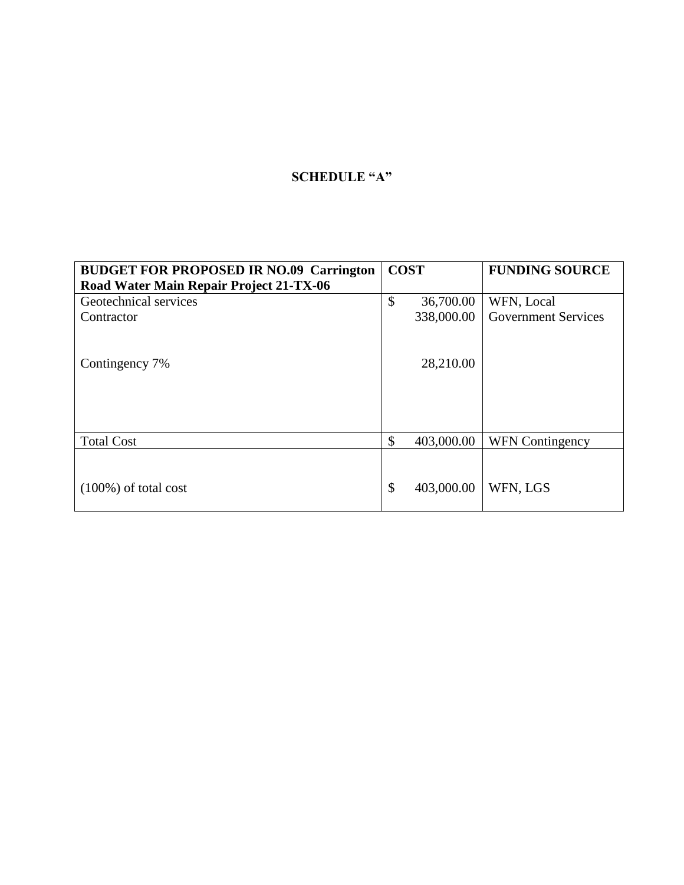**SCHEDULE "A"**

| BUDGET FOR PROPOSED IR NO.09 Carrington Road Water Main Repair Project 21-TX-06 | COST | FUNDING SOURCE |
|---|---|---|
| Geotechnical services<br>Contractor<br><br>Contingency 7% | $ 36,700.00<br>338,000.00<br><br>28,210.00 | WFN, Local Government Services |
| Total Cost | $ 403,000.00 | WFN Contingency |
| (100%) of total cost | $ 403,000.00 | WFN, LGS |